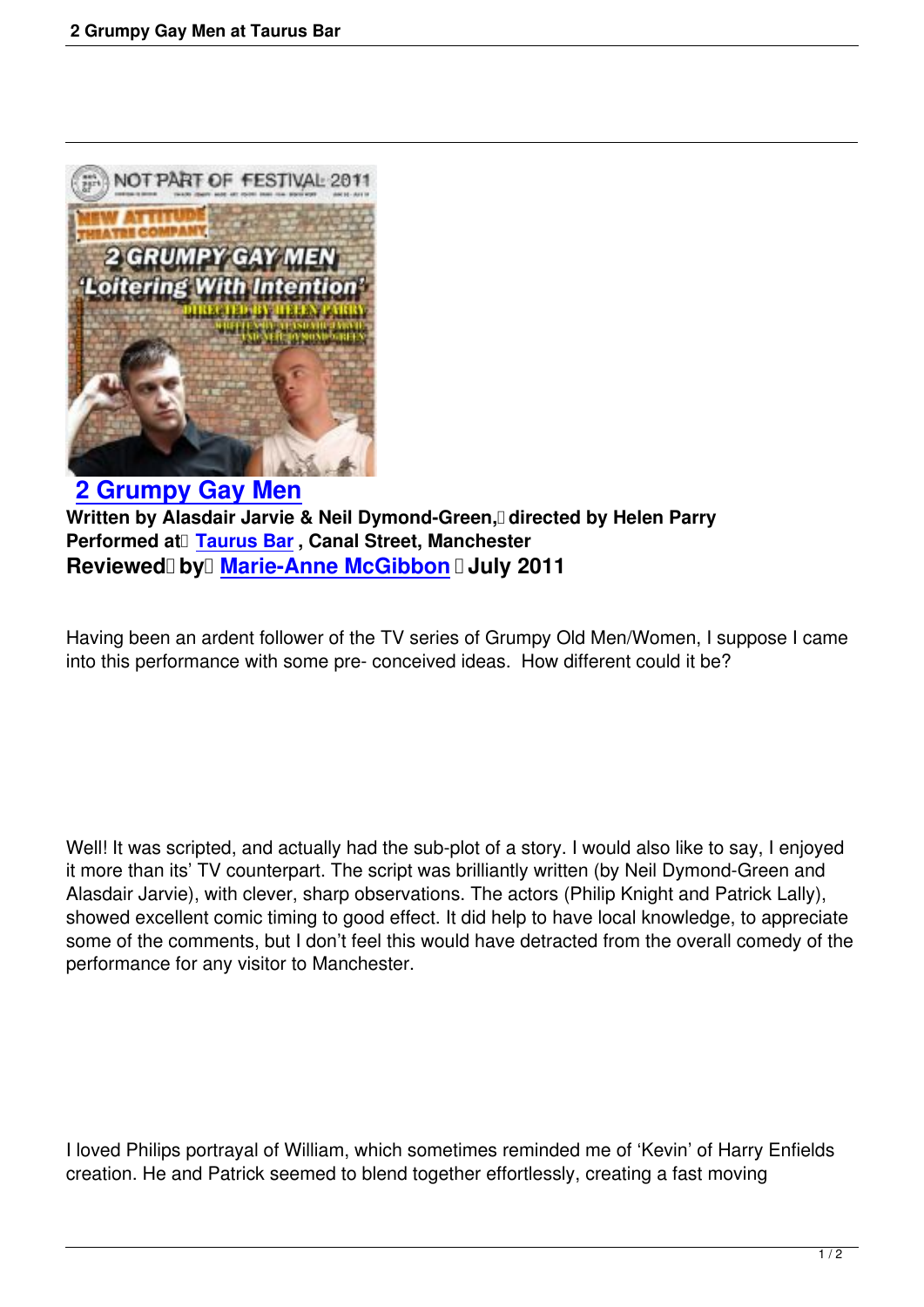## 2 Grumpy Gay Men

**Written by Alasdair Jarvie & Neil Dymond-Green, directed by Helen Parry**
**Performed at Taurus Bar, Canal Street, Manchester**
**Reviewed by Marie-Anne McGibbon July 2011**

Having been an ardent follower of the TV series of Grumpy Old Men/Women, I suppose I came into this performance with some pre- conceived ideas. How different could it be?

Well! It was scripted, and actually had the sub-plot of a story. I would also like to say, I enjoyed it more than its' TV counterpart. The script was brilliantly written (by Neil Dymond-Green and Alasdair Jarvie), with clever, sharp observations. The actors (Philip Knight and Patrick Lally), showed excellent comic timing to good effect. It did help to have local knowledge, to appreciate some of the comments, but I don't feel this would have detracted from the overall comedy of the performance for any visitor to Manchester.

I loved Philips portrayal of William, which sometimes reminded me of 'Kevin' of Harry Enfields creation. He and Patrick seemed to blend together effortlessly, creating a fast moving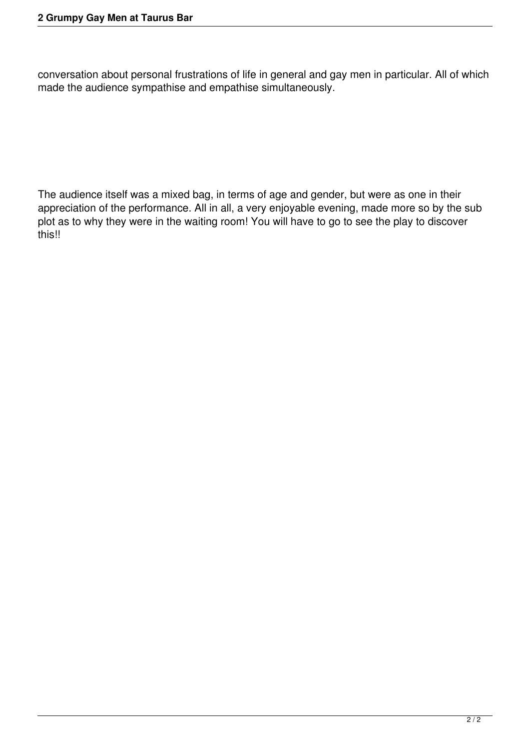conversation about personal frustrations of life in general and gay men in particular. All of which made the audience sympathise and empathise simultaneously.

The audience itself was a mixed bag, in terms of age and gender, but were as one in their appreciation of the performance. All in all, a very enjoyable evening, made more so by the sub plot as to why they were in the waiting room! You will have to go to see the play to discover this!!